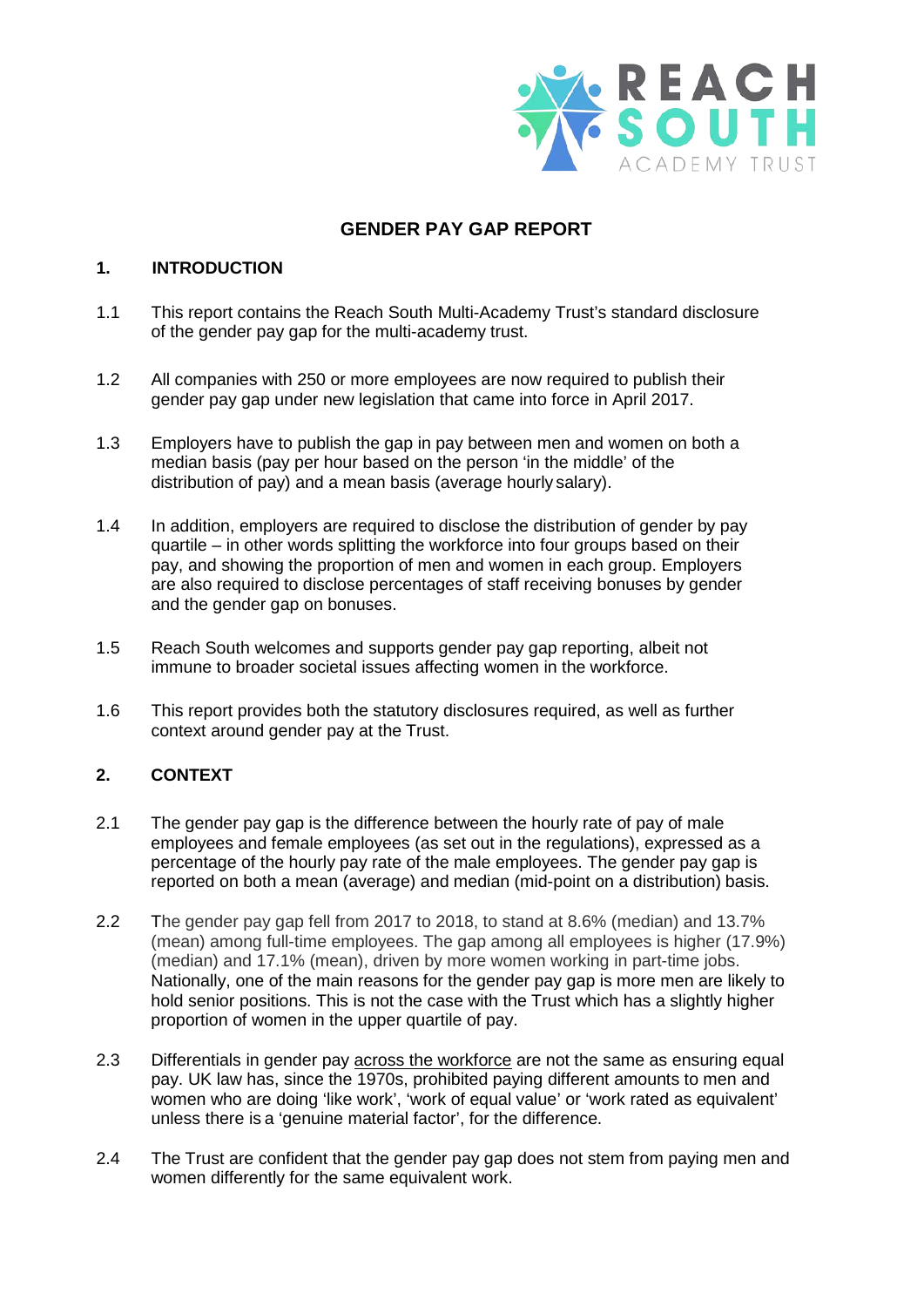# GENDER PAY GAP REPORT

## 1. INTRODUCTION

1.1 This report contains the Reach South Multi-Academy Trust's standard disclosure of the gender pay gap for the multi-academy trust.

1.2 All companies with 250 or more employees are now required to publish their gender pay gap under new legislation that came into force in April 2017.

1.3 Employers have to publish the gap in pay between men and women on both a median basis (pay per hour based on the person 'in the middle' of the distribution of pay) and a mean basis (average hourly salary).

1.4 In addition, employers are required to disclose the distribution of gender by pay quartile – in other words splitting the workforce into four groups based on their pay, and showing the proportion of men and women in each group. Employers are also required to disclose percentages of staff receiving bonuses by gender and the gender gap on bonuses.

1.5 Reach South welcomes and supports gender pay gap reporting, albeit not immune to broader societal issues affecting women in the workforce.

1.6 This report provides both the statutory disclosures required, as well as further context around gender pay at the Trust.

## 2. CONTEXT

2.1 The gender pay gap is the difference between the hourly rate of pay of male employees and female employees (as set out in the regulations), expressed as a percentage of the hourly pay rate of the male employees. The gender pay gap is reported on both a mean (average) and median (mid-point on a distribution) basis.

2.2 The gender pay gap fell from 2017 to 2018, to stand at 8.6% (median) and 13.7% (mean) among full-time employees. The gap among all employees is higher (17.9%) (median) and 17.1% (mean), driven by more women working in part-time jobs. Nationally, one of the main reasons for the gender pay gap is more men are likely to hold senior positions. This is not the case with the Trust which has a slightly higher proportion of women in the upper quartile of pay.

2.3 Differentials in gender pay across the workforce are not the same as ensuring equal pay. UK law has, since the 1970s, prohibited paying different amounts to men and women who are doing 'like work', 'work of equal value' or 'work rated as equivalent' unless there is a 'genuine material factor', for the difference.

2.4 The Trust are confident that the gender pay gap does not stem from paying men and women differently for the same equivalent work.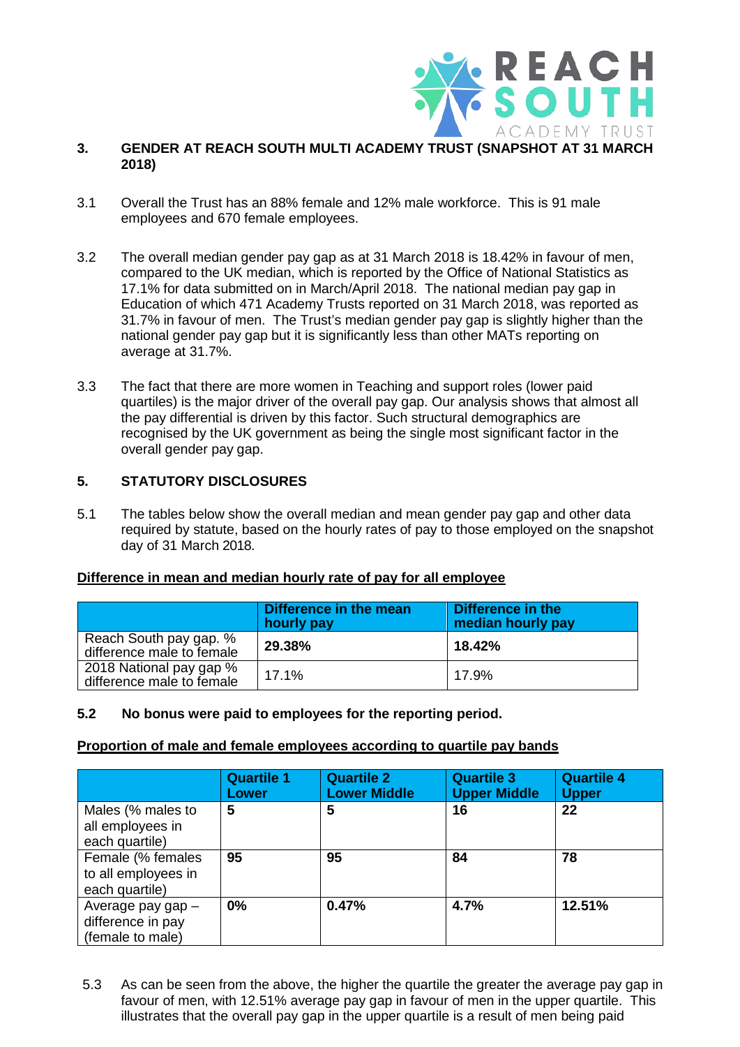## 3. GENDER AT REACH SOUTH MULTI ACADEMY TRUST (SNAPSHOT AT 31 MARCH 2018)

3.1 Overall the Trust has an 88% female and 12% male workforce. This is 91 male employees and 670 female employees.

3.2 The overall median gender pay gap as at 31 March 2018 is 18.42% in favour of men, compared to the UK median, which is reported by the Office of National Statistics as 17.1% for data submitted on in March/April 2018. The national median pay gap in Education of which 471 Academy Trusts reported on 31 March 2018, was reported as 31.7% in favour of men. The Trust's median gender pay gap is slightly higher than the national gender pay gap but it is significantly less than other MATs reporting on average at 31.7%.

3.3 The fact that there are more women in Teaching and support roles (lower paid quartiles) is the major driver of the overall pay gap. Our analysis shows that almost all the pay differential is driven by this factor. Such structural demographics are recognised by the UK government as being the single most significant factor in the overall gender pay gap.

## 5. STATUTORY DISCLOSURES

5.1 The tables below show the overall median and mean gender pay gap and other data required by statute, based on the hourly rates of pay to those employed on the snapshot day of 31 March 2018.

**Difference in mean and median hourly rate of pay for all employee**

| | Difference in the mean hourly pay | Difference in the median hourly pay |
|---|---|---|
| Reach South pay gap. % difference male to female | **29.38%** | **18.42%** |
| 2018 National pay gap % difference male to female | 17.1% | 17.9% |

**5.2 No bonus were paid to employees for the reporting period.**

**Proportion of male and female employees according to quartile pay bands**

| | Quartile 1 Lower | Quartile 2 Lower Middle | Quartile 3 Upper Middle | Quartile 4 Upper |
|---|---|---|---|---|
| Males (% males to all employees in each quartile) | **5** | **5** | **16** | **22** |
| Female (% females to all employees in each quartile) | **95** | **95** | **84** | **78** |
| Average pay gap – difference in pay (female to male) | **0%** | **0.47%** | **4.7%** | **12.51%** |

5.3 As can be seen from the above, the higher the quartile the greater the average pay gap in favour of men, with 12.51% average pay gap in favour of men in the upper quartile. This illustrates that the overall pay gap in the upper quartile is a result of men being paid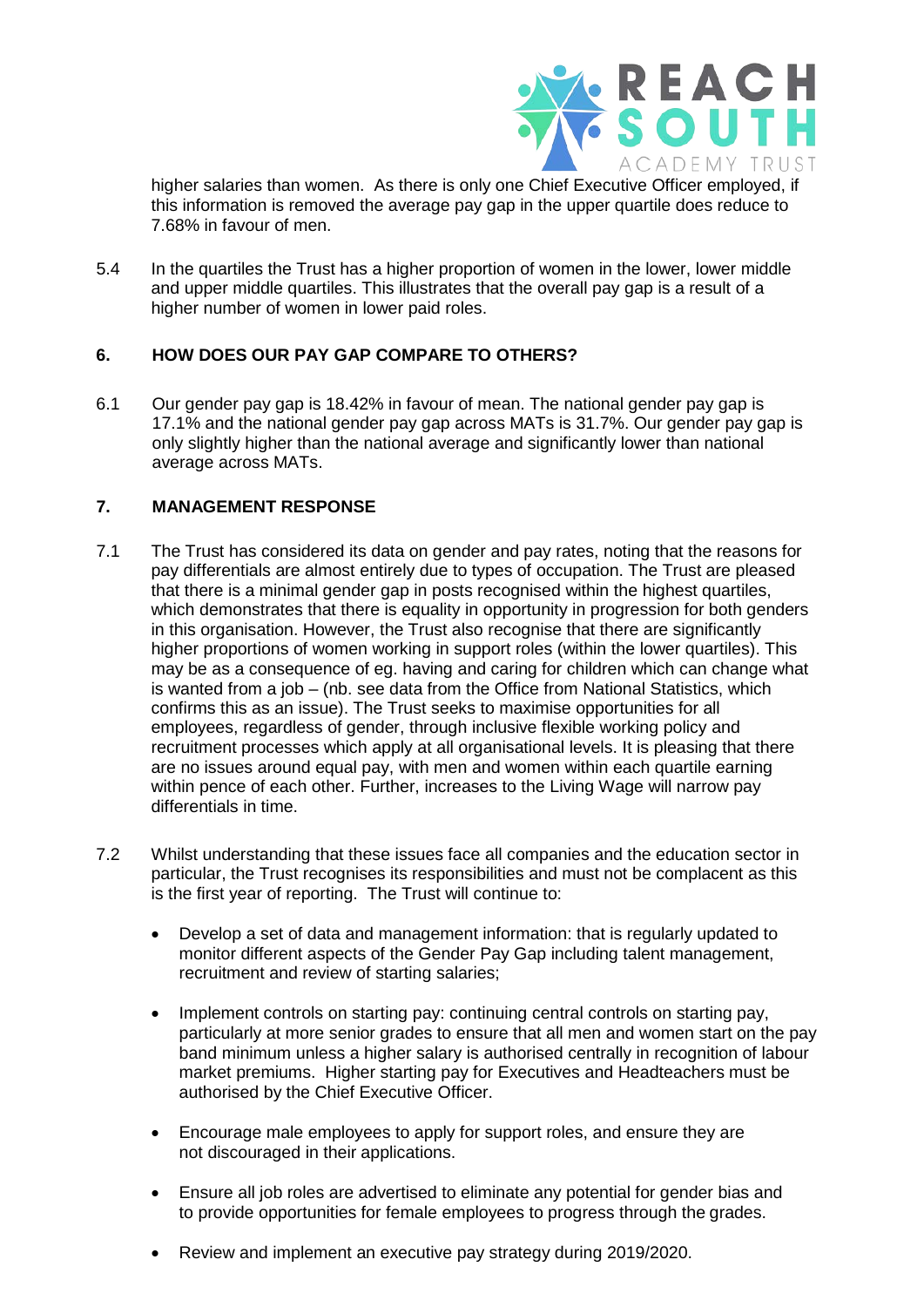higher salaries than women. As there is only one Chief Executive Officer employed, if this information is removed the average pay gap in the upper quartile does reduce to 7.68% in favour of men.

5.4 In the quartiles the Trust has a higher proportion of women in the lower, lower middle and upper middle quartiles. This illustrates that the overall pay gap is a result of a higher number of women in lower paid roles.

## 6. HOW DOES OUR PAY GAP COMPARE TO OTHERS?

6.1 Our gender pay gap is 18.42% in favour of mean. The national gender pay gap is 17.1% and the national gender pay gap across MATs is 31.7%. Our gender pay gap is only slightly higher than the national average and significantly lower than national average across MATs.

## 7. MANAGEMENT RESPONSE

7.1 The Trust has considered its data on gender and pay rates, noting that the reasons for pay differentials are almost entirely due to types of occupation. The Trust are pleased that there is a minimal gender gap in posts recognised within the highest quartiles, which demonstrates that there is equality in opportunity in progression for both genders in this organisation. However, the Trust also recognise that there are significantly higher proportions of women working in support roles (within the lower quartiles). This may be as a consequence of eg. having and caring for children which can change what is wanted from a job – (nb. see data from the Office from National Statistics, which confirms this as an issue). The Trust seeks to maximise opportunities for all employees, regardless of gender, through inclusive flexible working policy and recruitment processes which apply at all organisational levels. It is pleasing that there are no issues around equal pay, with men and women within each quartile earning within pence of each other. Further, increases to the Living Wage will narrow pay differentials in time.

7.2 Whilst understanding that these issues face all companies and the education sector in particular, the Trust recognises its responsibilities and must not be complacent as this is the first year of reporting. The Trust will continue to:

- Develop a set of data and management information: that is regularly updated to monitor different aspects of the Gender Pay Gap including talent management, recruitment and review of starting salaries;

- Implement controls on starting pay: continuing central controls on starting pay, particularly at more senior grades to ensure that all men and women start on the pay band minimum unless a higher salary is authorised centrally in recognition of labour market premiums. Higher starting pay for Executives and Headteachers must be authorised by the Chief Executive Officer.

- Encourage male employees to apply for support roles, and ensure they are not discouraged in their applications.

- Ensure all job roles are advertised to eliminate any potential for gender bias and to provide opportunities for female employees to progress through the grades.

- Review and implement an executive pay strategy during 2019/2020.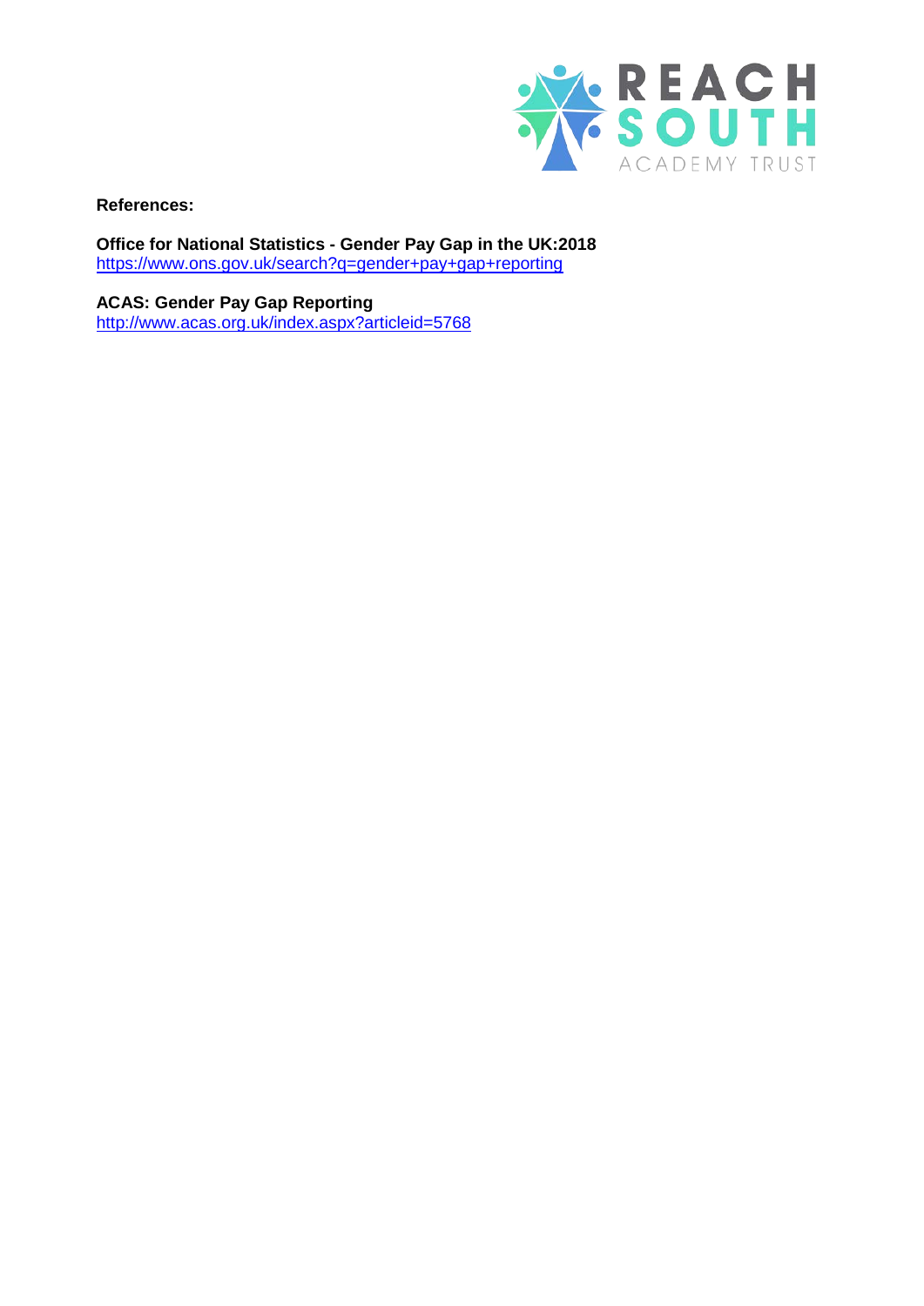**References:**

**Office for National Statistics - Gender Pay Gap in the UK:2018**
https://www.ons.gov.uk/search?q=gender+pay+gap+reporting

**ACAS: Gender Pay Gap Reporting**
http://www.acas.org.uk/index.aspx?articleid=5768